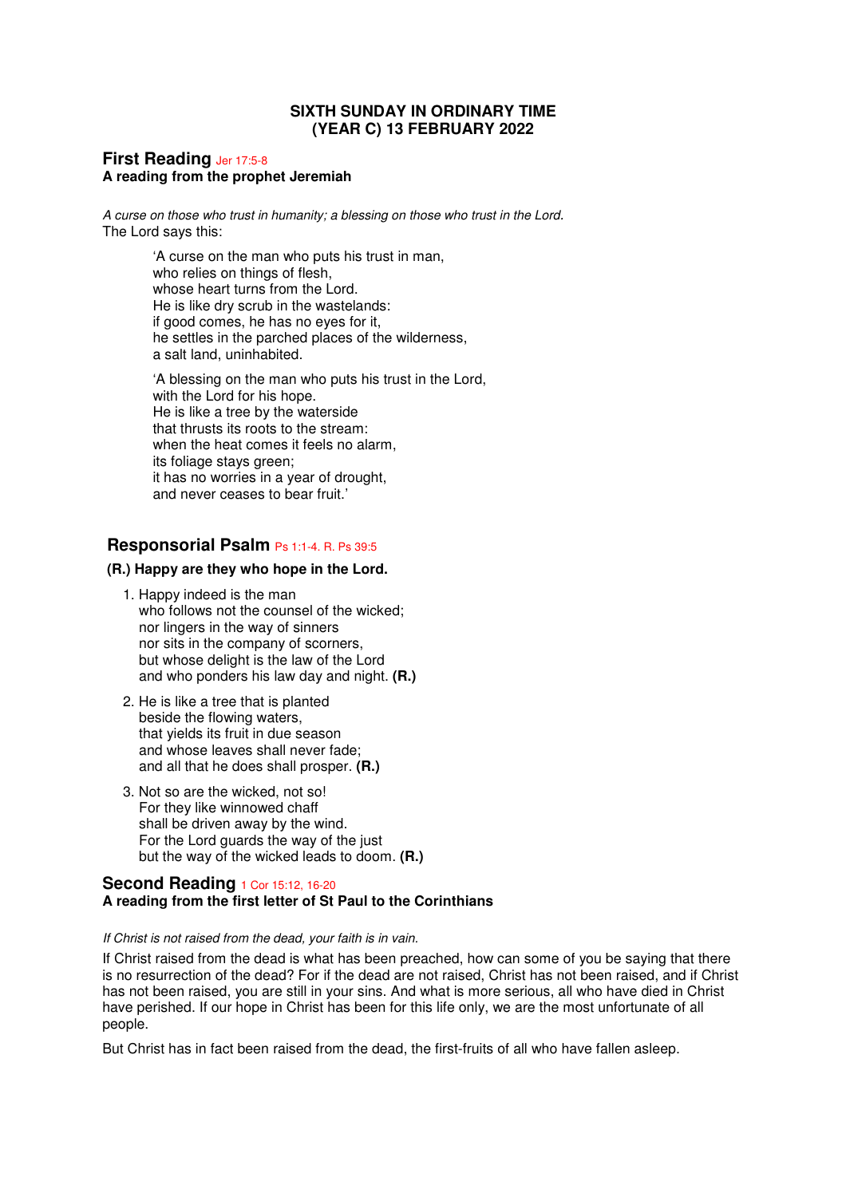**SIXTH SUNDAY IN ORDINARY TIME**
**(YEAR C) 13 FEBRUARY 2022**

## First Reading Jer 17:5-8

**A reading from the prophet Jeremiah**

*A curse on those who trust in humanity; a blessing on those who trust in the Lord.*
The Lord says this:

> 'A curse on the man who puts his trust in man,
> who relies on things of flesh,
> whose heart turns from the Lord.
> He is like dry scrub in the wastelands:
> if good comes, he has no eyes for it,
> he settles in the parched places of the wilderness,
> a salt land, uninhabited.
>
> 'A blessing on the man who puts his trust in the Lord,
> with the Lord for his hope.
> He is like a tree by the waterside
> that thrusts its roots to the stream:
> when the heat comes it feels no alarm,
> its foliage stays green;
> it has no worries in a year of drought,
> and never ceases to bear fruit.'

## Responsorial Psalm Ps 1:1-4. R. Ps 39:5

**(R.) Happy are they who hope in the Lord.**

1. Happy indeed is the man
   who follows not the counsel of the wicked;
   nor lingers in the way of sinners
   nor sits in the company of scorners,
   but whose delight is the law of the Lord
   and who ponders his law day and night. **(R.)**

2. He is like a tree that is planted
   beside the flowing waters,
   that yields its fruit in due season
   and whose leaves shall never fade;
   and all that he does shall prosper. **(R.)**

3. Not so are the wicked, not so!
   For they like winnowed chaff
   shall be driven away by the wind.
   For the Lord guards the way of the just
   but the way of the wicked leads to doom. **(R.)**

## Second Reading 1 Cor 15:12, 16-20

**A reading from the first letter of St Paul to the Corinthians**

*If Christ is not raised from the dead, your faith is in vain.*

If Christ raised from the dead is what has been preached, how can some of you be saying that there is no resurrection of the dead? For if the dead are not raised, Christ has not been raised, and if Christ has not been raised, you are still in your sins. And what is more serious, all who have died in Christ have perished. If our hope in Christ has been for this life only, we are the most unfortunate of all people.

But Christ has in fact been raised from the dead, the first-fruits of all who have fallen asleep.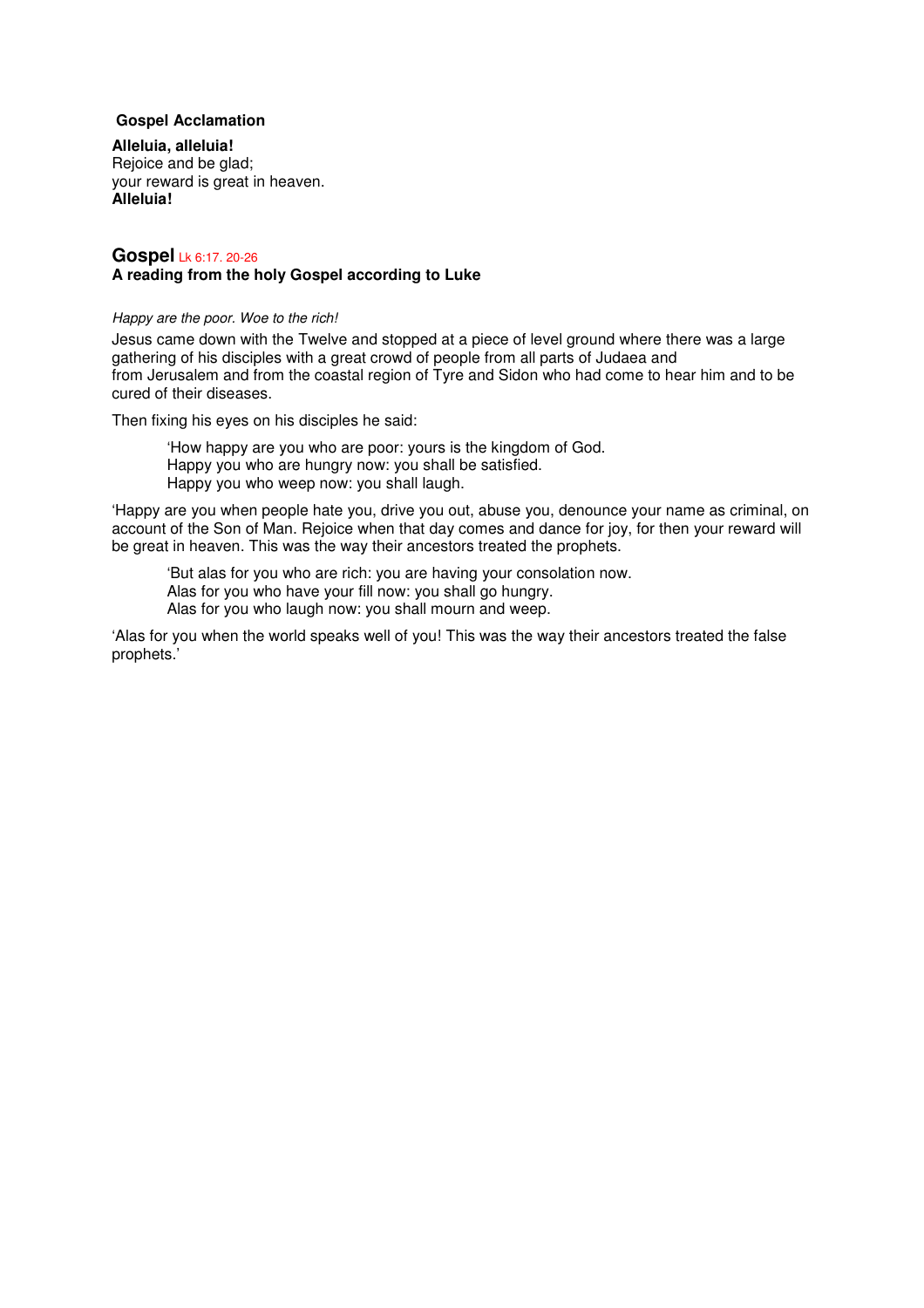### Gospel Acclamation

**Alleluia, alleluia!**
Rejoice and be glad;
your reward is great in heaven.
**Alleluia!**

## Gospel Lk 6:17. 20-26

**A reading from the holy Gospel according to Luke**

*Happy are the poor. Woe to the rich!*

Jesus came down with the Twelve and stopped at a piece of level ground where there was a large gathering of his disciples with a great crowd of people from all parts of Judaea and from Jerusalem and from the coastal region of Tyre and Sidon who had come to hear him and to be cured of their diseases.

Then fixing his eyes on his disciples he said:

> 'How happy are you who are poor: yours is the kingdom of God.
> Happy you who are hungry now: you shall be satisfied.
> Happy you who weep now: you shall laugh.

'Happy are you when people hate you, drive you out, abuse you, denounce your name as criminal, on account of the Son of Man. Rejoice when that day comes and dance for joy, for then your reward will be great in heaven. This was the way their ancestors treated the prophets.

> 'But alas for you who are rich: you are having your consolation now.
> Alas for you who have your fill now: you shall go hungry.
> Alas for you who laugh now: you shall mourn and weep.

'Alas for you when the world speaks well of you! This was the way their ancestors treated the false prophets.'